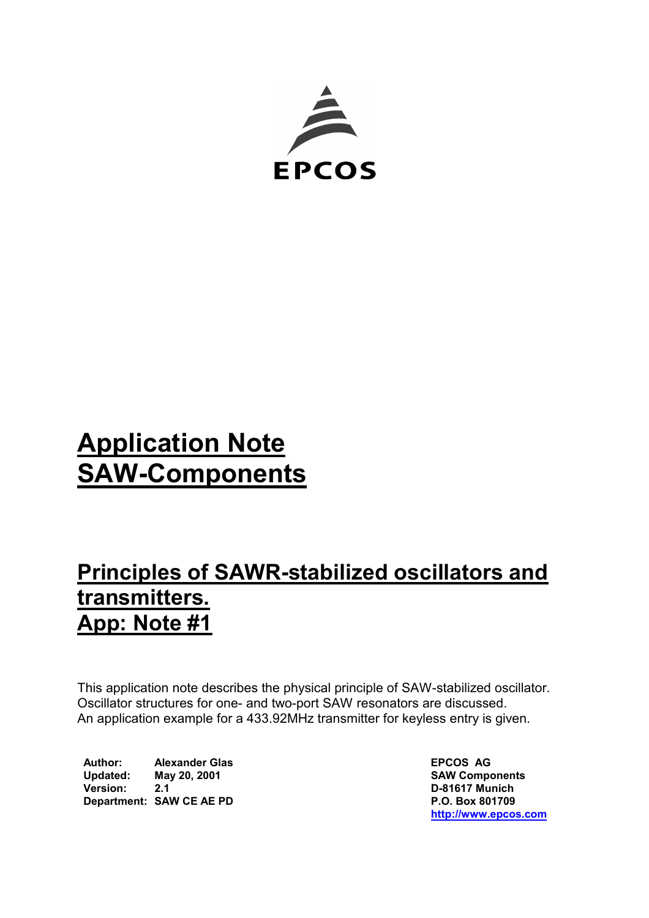EPCOS

# Application Note SAW-Components

## Principles of SAWR-stabilized oscillators and transmitters. App: Note #1

This application note describes the physical principle of SAW-stabilized oscillator. Oscillator structures for one- and two-port SAW resonators are discussed. An application example for a 433.92MHz transmitter for keyless entry is given.

**Author:** Alexander Glas
**Updated:** May 20, 2001
**Version:** 2.1
**Department:** SAW CE AE PD

**EPCOS AG**
**SAW Components**
**D-81617 Munich**
**P.O. Box 801709**
**http://www.epcos.com**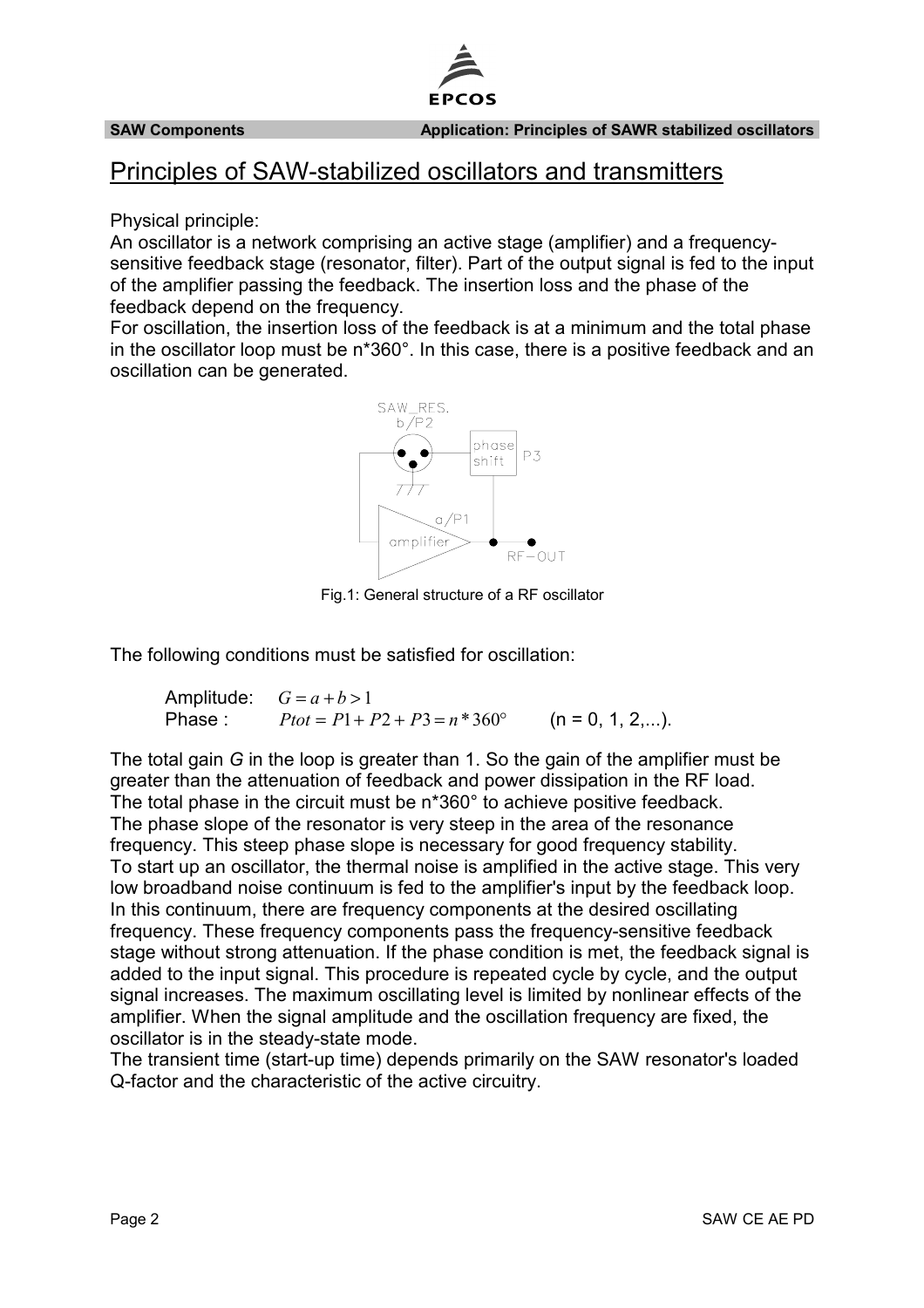# Principles of SAW-stabilized oscillators and transmitters

Physical principle:
An oscillator is a network comprising an active stage (amplifier) and a frequency-sensitive feedback stage (resonator, filter). Part of the output signal is fed to the input of the amplifier passing the feedback. The insertion loss and the phase of the feedback depend on the frequency.
For oscillation, the insertion loss of the feedback is at a minimum and the total phase in the oscillator loop must be n*360°. In this case, there is a positive feedback and an oscillation can be generated.

Fig.1: General structure of a RF oscillator

The following conditions must be satisfied for oscillation:

Amplitude: $G = a + b > 1$
Phase : $Ptot = P1 + P2 + P3 = n * 360°$ (n = 0, 1, 2,...).

The total gain *G* in the loop is greater than 1. So the gain of the amplifier must be greater than the attenuation of feedback and power dissipation in the RF load.
The total phase in the circuit must be n*360° to achieve positive feedback.
The phase slope of the resonator is very steep in the area of the resonance frequency. This steep phase slope is necessary for good frequency stability.
To start up an oscillator, the thermal noise is amplified in the active stage. This very low broadband noise continuum is fed to the amplifier's input by the feedback loop. In this continuum, there are frequency components at the desired oscillating frequency. These frequency components pass the frequency-sensitive feedback stage without strong attenuation. If the phase condition is met, the feedback signal is added to the input signal. This procedure is repeated cycle by cycle, and the output signal increases. The maximum oscillating level is limited by nonlinear effects of the amplifier. When the signal amplitude and the oscillation frequency are fixed, the oscillator is in the steady-state mode.
The transient time (start-up time) depends primarily on the SAW resonator's loaded Q-factor and the characteristic of the active circuitry.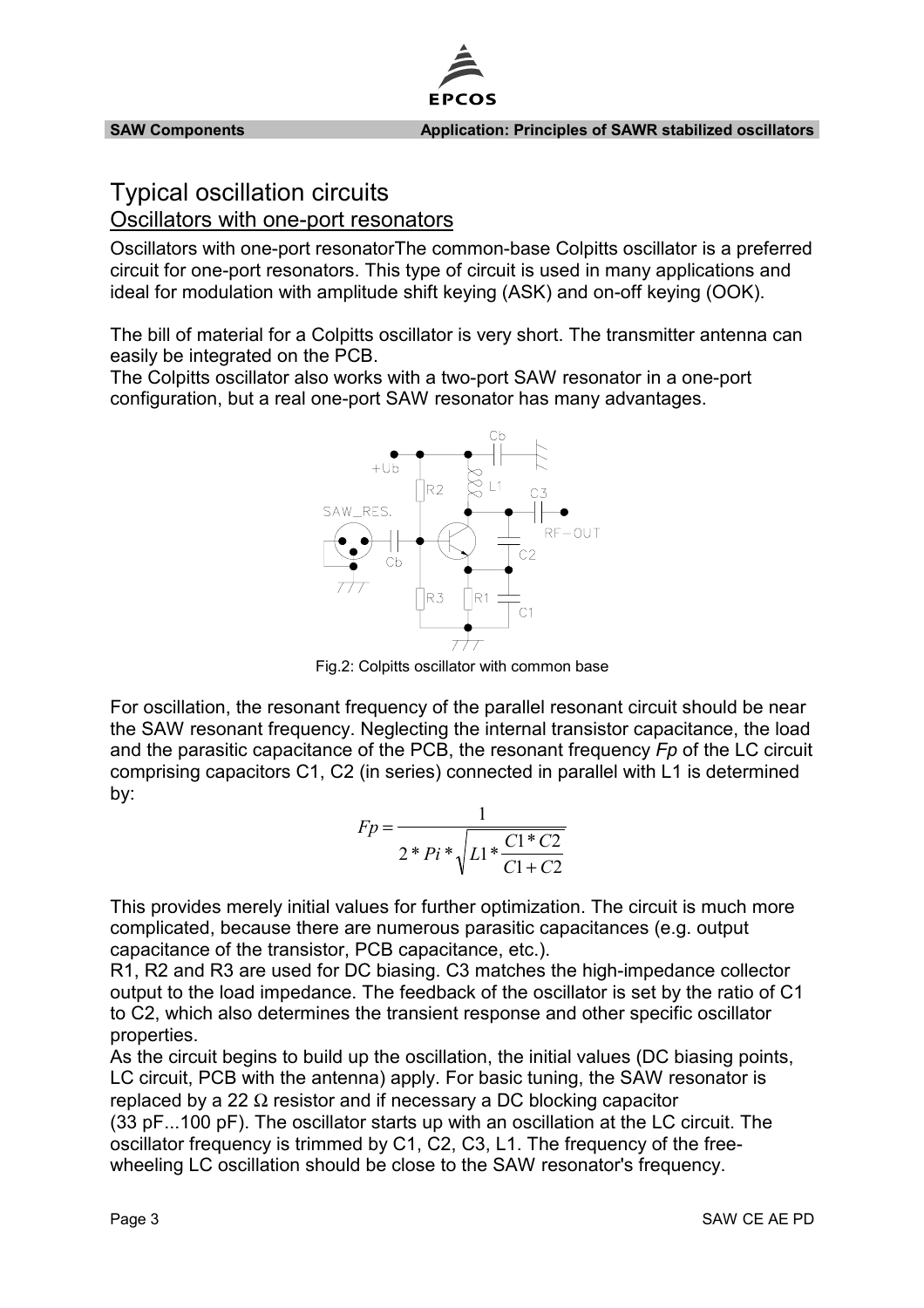# Typical oscillation circuits

## Oscillators with one-port resonators

Oscillators with one-port resonatorThe common-base Colpitts oscillator is a preferred circuit for one-port resonators. This type of circuit is used in many applications and ideal for modulation with amplitude shift keying (ASK) and on-off keying (OOK).

The bill of material for a Colpitts oscillator is very short. The transmitter antenna can easily be integrated on the PCB.
The Colpitts oscillator also works with a two-port SAW resonator in a one-port configuration, but a real one-port SAW resonator has many advantages.

Fig.2: Colpitts oscillator with common base

For oscillation, the resonant frequency of the parallel resonant circuit should be near the SAW resonant frequency. Neglecting the internal transistor capacitance, the load and the parasitic capacitance of the PCB, the resonant frequency *Fp* of the LC circuit comprising capacitors C1, C2 (in series) connected in parallel with L1 is determined by:

$$Fp = \frac{1}{2 * Pi * \sqrt{L1 * \frac{C1 * C2}{C1 + C2}}}$$

This provides merely initial values for further optimization. The circuit is much more complicated, because there are numerous parasitic capacitances (e.g. output capacitance of the transistor, PCB capacitance, etc.).
R1, R2 and R3 are used for DC biasing. C3 matches the high-impedance collector output to the load impedance. The feedback of the oscillator is set by the ratio of C1 to C2, which also determines the transient response and other specific oscillator properties.
As the circuit begins to build up the oscillation, the initial values (DC biasing points, LC circuit, PCB with the antenna) apply. For basic tuning, the SAW resonator is replaced by a 22 Ω resistor and if necessary a DC blocking capacitor (33 pF...100 pF). The oscillator starts up with an oscillation at the LC circuit. The oscillator frequency is trimmed by C1, C2, C3, L1. The frequency of the free-wheeling LC oscillation should be close to the SAW resonator's frequency.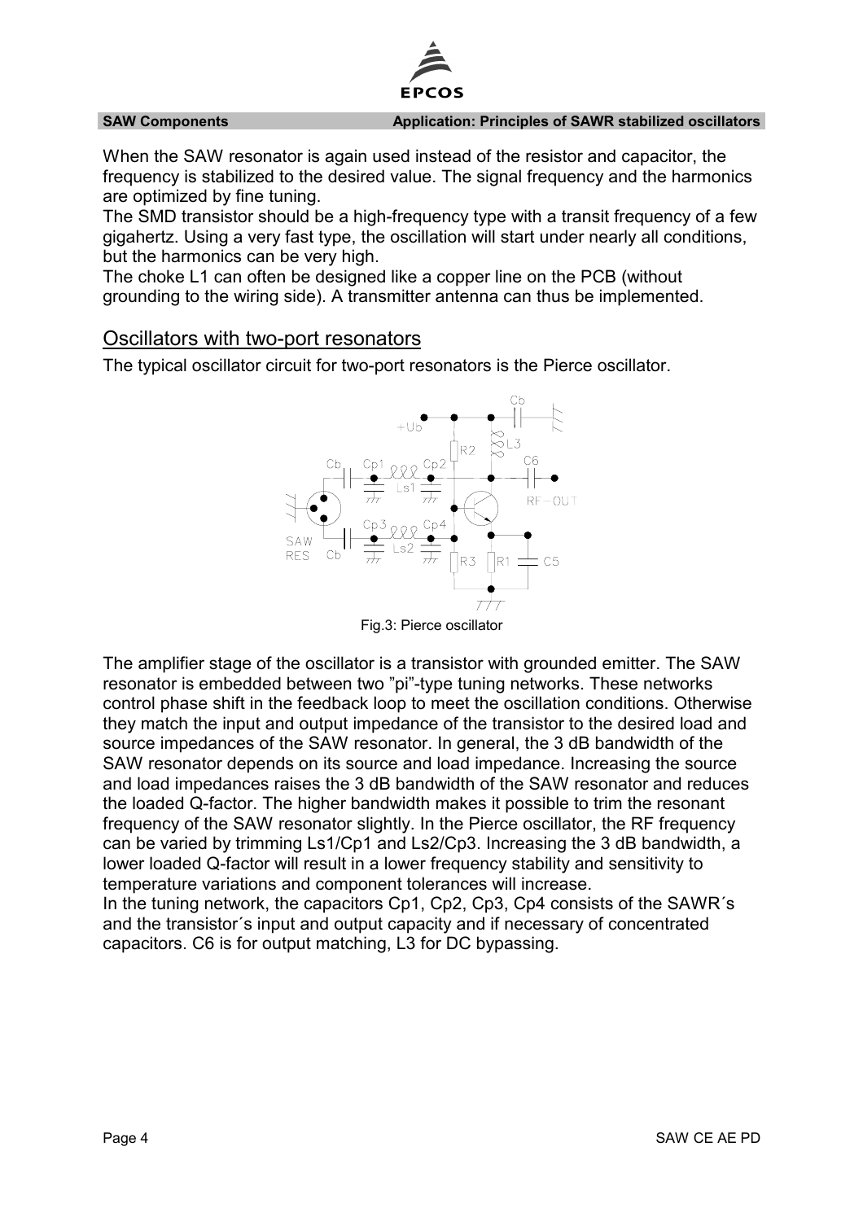When the SAW resonator is again used instead of the resistor and capacitor, the frequency is stabilized to the desired value. The signal frequency and the harmonics are optimized by fine tuning.

The SMD transistor should be a high-frequency type with a transit frequency of a few gigahertz. Using a very fast type, the oscillation will start under nearly all conditions, but the harmonics can be very high.

The choke L1 can often be designed like a copper line on the PCB (without grounding to the wiring side). A transmitter antenna can thus be implemented.

## Oscillators with two-port resonators

The typical oscillator circuit for two-port resonators is the Pierce oscillator.

Fig.3: Pierce oscillator

The amplifier stage of the oscillator is a transistor with grounded emitter. The SAW resonator is embedded between two ”pi”-type tuning networks. These networks control phase shift in the feedback loop to meet the oscillation conditions. Otherwise they match the input and output impedance of the transistor to the desired load and source impedances of the SAW resonator. In general, the 3 dB bandwidth of the SAW resonator depends on its source and load impedance. Increasing the source and load impedances raises the 3 dB bandwidth of the SAW resonator and reduces the loaded Q-factor. The higher bandwidth makes it possible to trim the resonant frequency of the SAW resonator slightly. In the Pierce oscillator, the RF frequency can be varied by trimming Ls1/Cp1 and Ls2/Cp3. Increasing the 3 dB bandwidth, a lower loaded Q-factor will result in a lower frequency stability and sensitivity to temperature variations and component tolerances will increase.

In the tuning network, the capacitors Cp1, Cp2, Cp3, Cp4 consists of the SAWR´s and the transistor´s input and output capacity and if necessary of concentrated capacitors. C6 is for output matching, L3 for DC bypassing.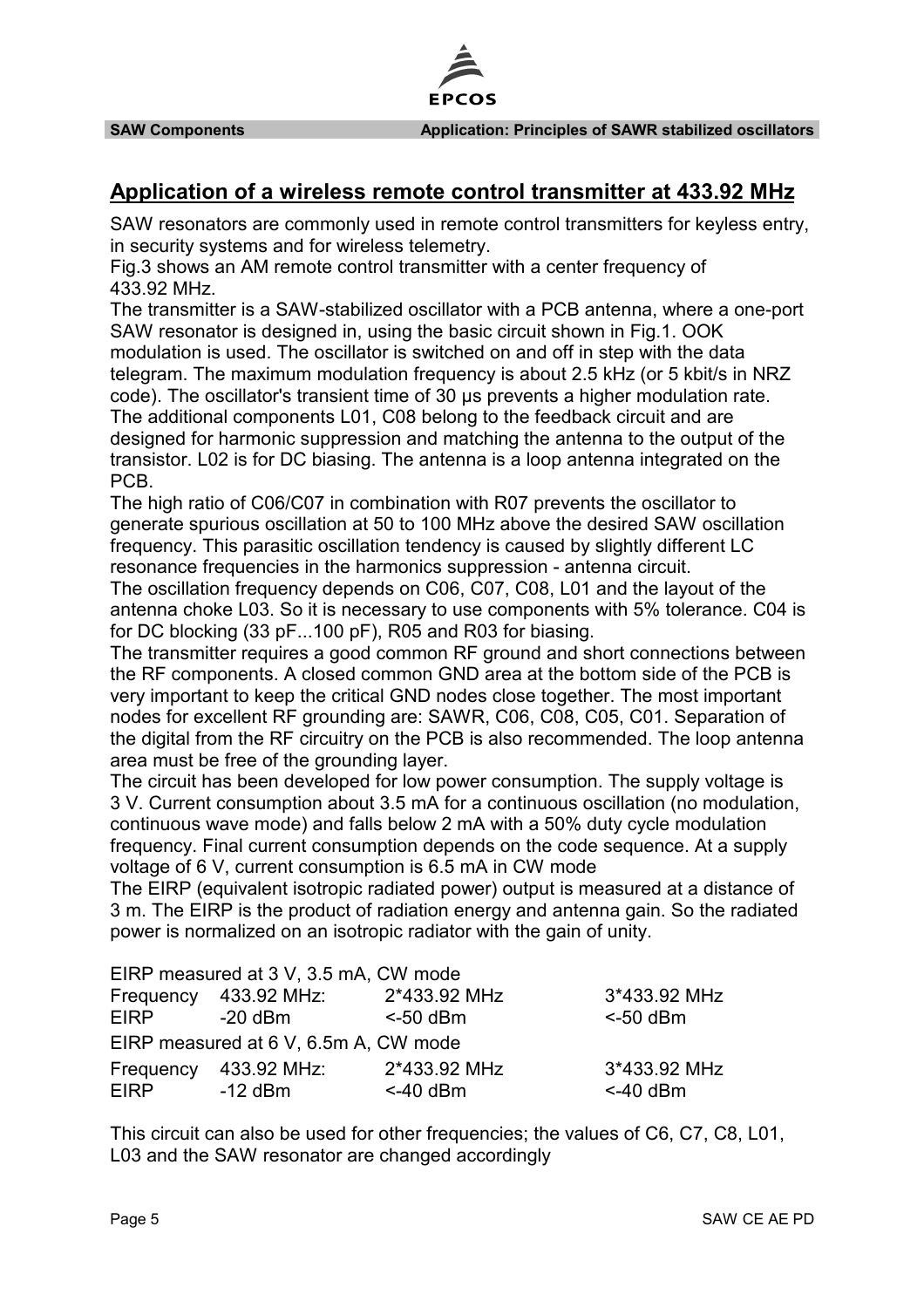## Application of a wireless remote control transmitter at 433.92 MHz

SAW resonators are commonly used in remote control transmitters for keyless entry, in security systems and for wireless telemetry.
Fig.3 shows an AM remote control transmitter with a center frequency of 433.92 MHz.
The transmitter is a SAW-stabilized oscillator with a PCB antenna, where a one-port SAW resonator is designed in, using the basic circuit shown in Fig.1. OOK modulation is used. The oscillator is switched on and off in step with the data telegram. The maximum modulation frequency is about 2.5 kHz (or 5 kbit/s in NRZ code). The oscillator's transient time of 30 µs prevents a higher modulation rate.
The additional components L01, C08 belong to the feedback circuit and are designed for harmonic suppression and matching the antenna to the output of the transistor. L02 is for DC biasing. The antenna is a loop antenna integrated on the PCB.
The high ratio of C06/C07 in combination with R07 prevents the oscillator to generate spurious oscillation at 50 to 100 MHz above the desired SAW oscillation frequency. This parasitic oscillation tendency is caused by slightly different LC resonance frequencies in the harmonics suppression - antenna circuit.
The oscillation frequency depends on C06, C07, C08, L01 and the layout of the antenna choke L03. So it is necessary to use components with 5% tolerance. C04 is for DC blocking (33 pF...100 pF), R05 and R03 for biasing.
The transmitter requires a good common RF ground and short connections between the RF components. A closed common GND area at the bottom side of the PCB is very important to keep the critical GND nodes close together. The most important nodes for excellent RF grounding are: SAWR, C06, C08, C05, C01. Separation of the digital from the RF circuitry on the PCB is also recommended. The loop antenna area must be free of the grounding layer.
The circuit has been developed for low power consumption. The supply voltage is 3 V. Current consumption about 3.5 mA for a continuous oscillation (no modulation, continuous wave mode) and falls below 2 mA with a 50% duty cycle modulation frequency. Final current consumption depends on the code sequence. At a supply voltage of 6 V, current consumption is 6.5 mA in CW mode
The EIRP (equivalent isotropic radiated power) output is measured at a distance of 3 m. The EIRP is the product of radiation energy and antenna gain. So the radiated power is normalized on an isotropic radiator with the gain of unity.

EIRP measured at 3 V, 3.5 mA, CW mode

| Frequency | 433.92 MHz: | 2*433.92 MHz | 3*433.92 MHz |
|---|---|---|---|
| EIRP | -20 dBm | <-50 dBm | <-50 dBm |

EIRP measured at 6 V, 6.5m A, CW mode

| Frequency | 433.92 MHz: | 2*433.92 MHz | 3*433.92 MHz |
|---|---|---|---|
| EIRP | -12 dBm | <-40 dBm | <-40 dBm |

This circuit can also be used for other frequencies; the values of C6, C7, C8, L01, L03 and the SAW resonator are changed accordingly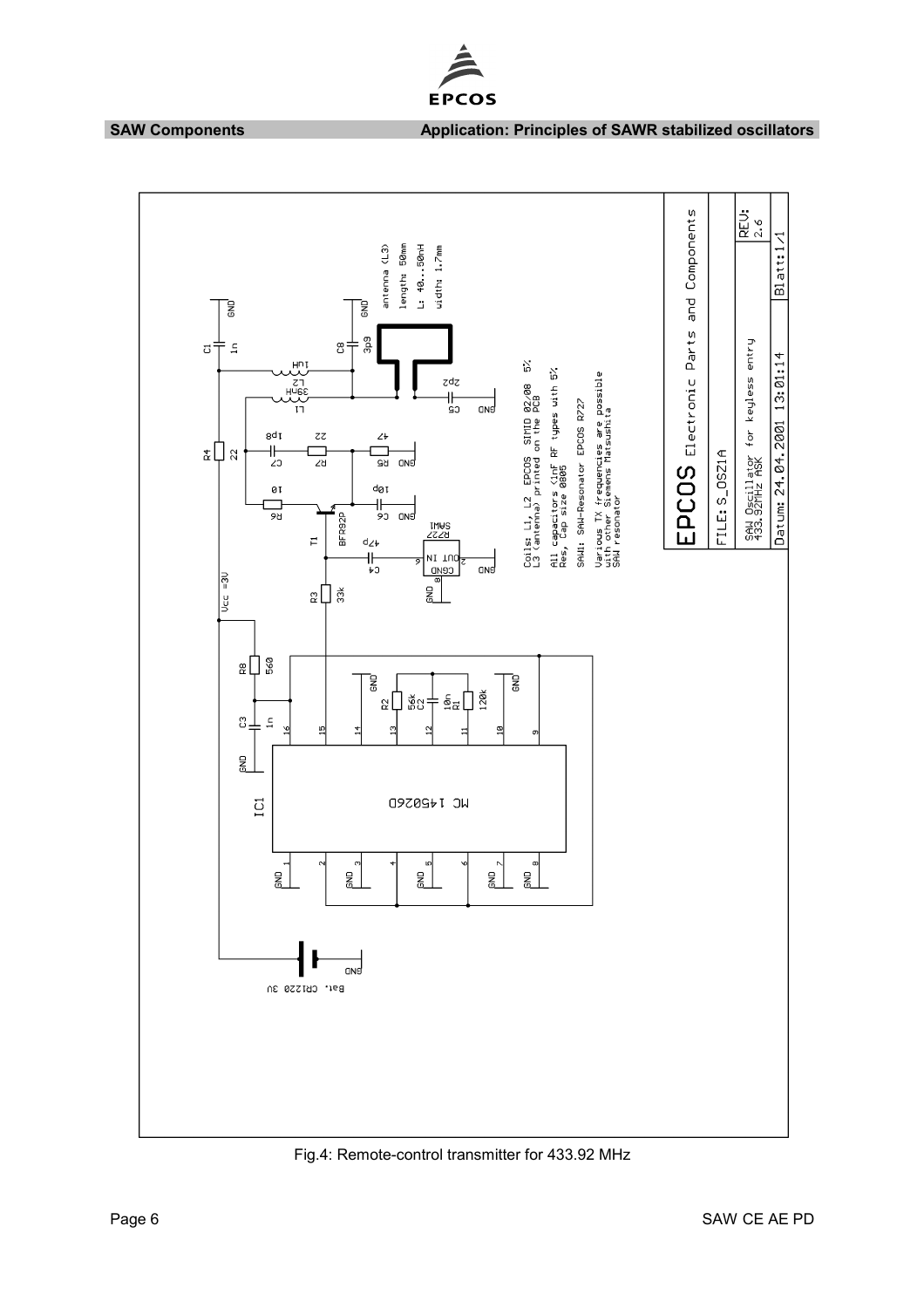Fig.4: Remote-control transmitter for 433.92 MHz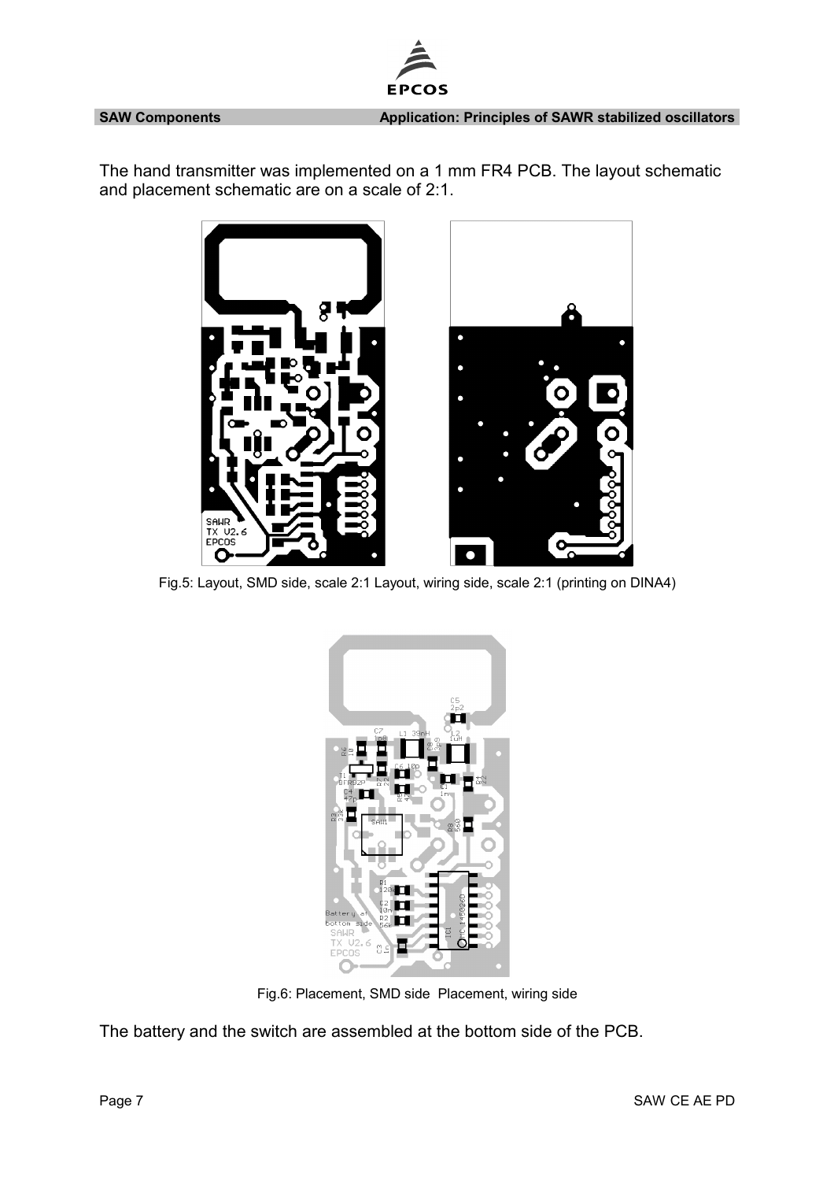The hand transmitter was implemented on a 1 mm FR4 PCB. The layout schematic and placement schematic are on a scale of 2:1.

Fig.5: Layout, SMD side, scale 2:1 Layout, wiring side, scale 2:1 (printing on DINA4)

Fig.6: Placement, SMD side Placement, wiring side

The battery and the switch are assembled at the bottom side of the PCB.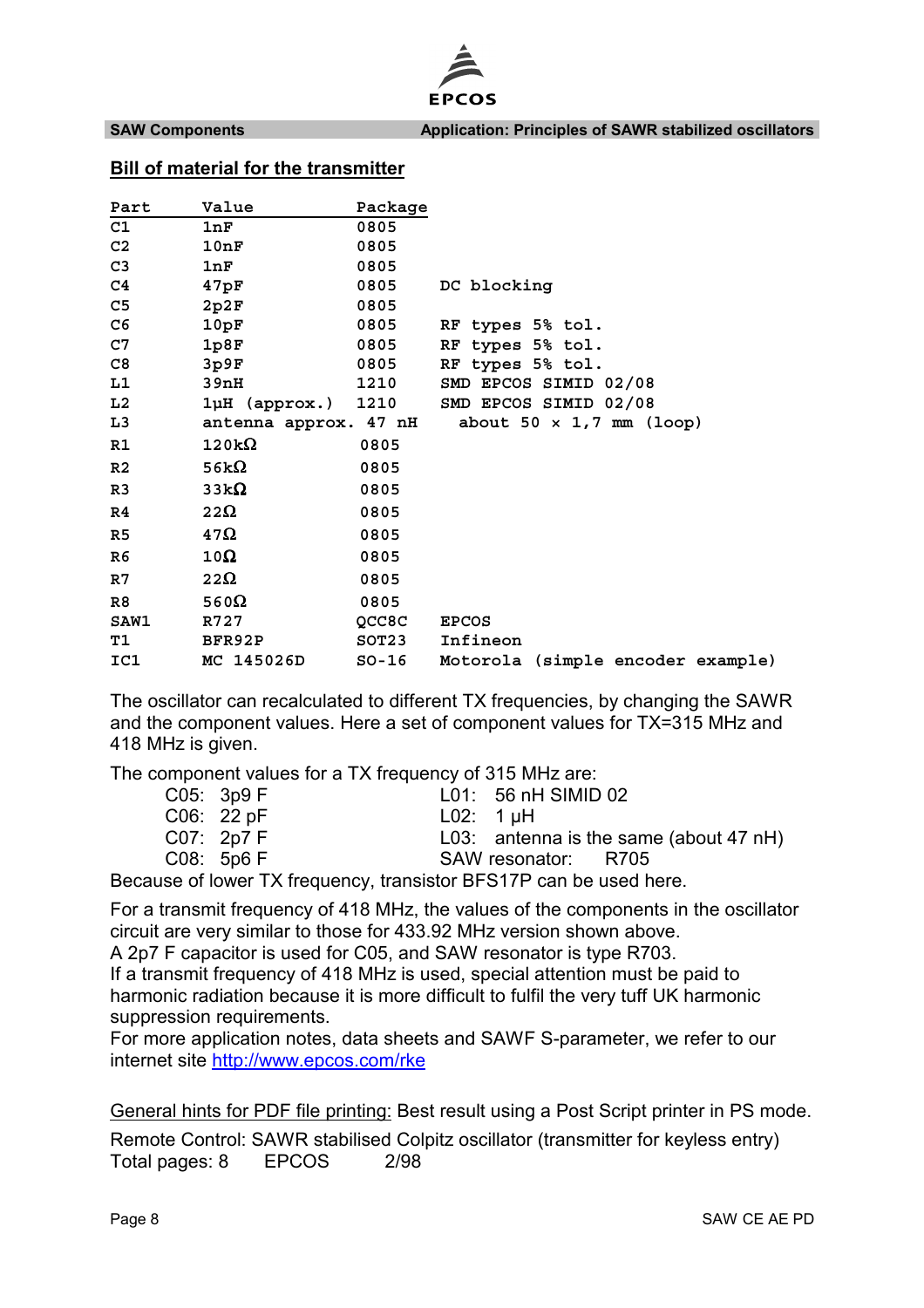## Bill of material for the transmitter

| Part | Value | Package | |
|---|---|---|---|
| C1 | 1nF | 0805 | |
| C2 | 10nF | 0805 | |
| C3 | 1nF | 0805 | |
| C4 | 47pF | 0805 | DC blocking |
| C5 | 2p2F | 0805 | |
| C6 | 10pF | 0805 | RF types 5% tol. |
| C7 | 1p8F | 0805 | RF types 5% tol. |
| C8 | 3p9F | 0805 | RF types 5% tol. |
| L1 | 39nH | 1210 | SMD EPCOS SIMID 02/08 |
| L2 | 1µH (approx.) | 1210 | SMD EPCOS SIMID 02/08 |
| L3 | antenna approx. 47 nH | | about 50 × 1,7 mm (loop) |
| R1 | 120kΩ | 0805 | |
| R2 | 56kΩ | 0805 | |
| R3 | 33kΩ | 0805 | |
| R4 | 22Ω | 0805 | |
| R5 | 47Ω | 0805 | |
| R6 | 10Ω | 0805 | |
| R7 | 22Ω | 0805 | |
| R8 | 560Ω | 0805 | |
| SAW1 | R727 | QCC8C | EPCOS |
| T1 | BFR92P | SOT23 | Infineon |
| IC1 | MC 145026D | SO-16 | Motorola (simple encoder example) |

The oscillator can recalculated to different TX frequencies, by changing the SAWR and the component values. Here a set of component values for TX=315 MHz and 418 MHz is given.

The component values for a TX frequency of 315 MHz are:

| | |
|---|---|
| C05: 3p9 F | L01: 56 nH SIMID 02 |
| C06: 22 pF | L02: 1 µH |
| C07: 2p7 F | L03: antenna is the same (about 47 nH) |
| C08: 5p6 F | SAW resonator: R705 |

Because of lower TX frequency, transistor BFS17P can be used here.

For a transmit frequency of 418 MHz, the values of the components in the oscillator circuit are very similar to those for 433.92 MHz version shown above.
A 2p7 F capacitor is used for C05, and SAW resonator is type R703.
If a transmit frequency of 418 MHz is used, special attention must be paid to harmonic radiation because it is more difficult to fulfil the very tuff UK harmonic suppression requirements.
For more application notes, data sheets and SAWF S-parameter, we refer to our internet site http://www.epcos.com/rke

General hints for PDF file printing: Best result using a Post Script printer in PS mode.

Remote Control: SAWR stabilised Colpitz oscillator (transmitter for keyless entry)
Total pages: 8 EPCOS 2/98